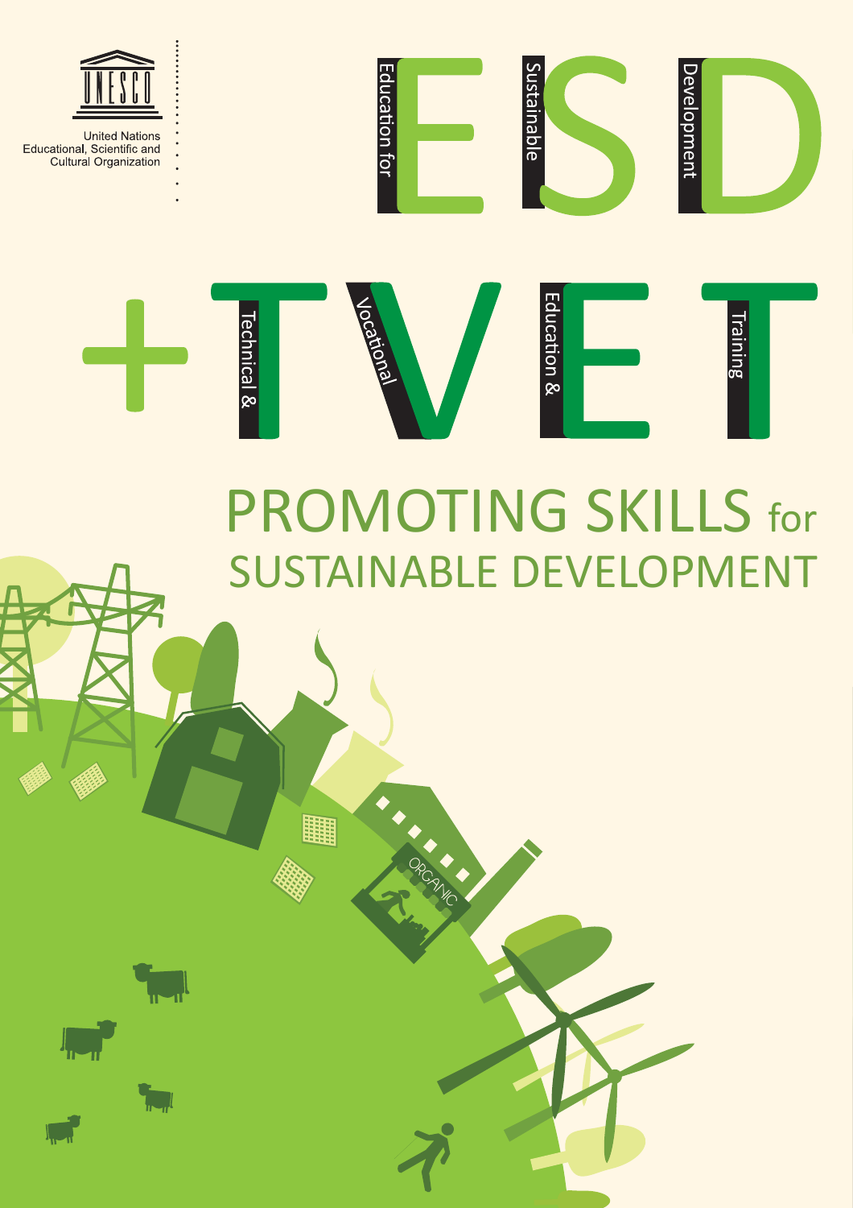United Nations
Educational, Scientific and
Cultural Organization

# ESD

Education for Sustainable Development

# + TVET

Technical & Vocational Education & Training

## PROMOTING SKILLS for SUSTAINABLE DEVELOPMENT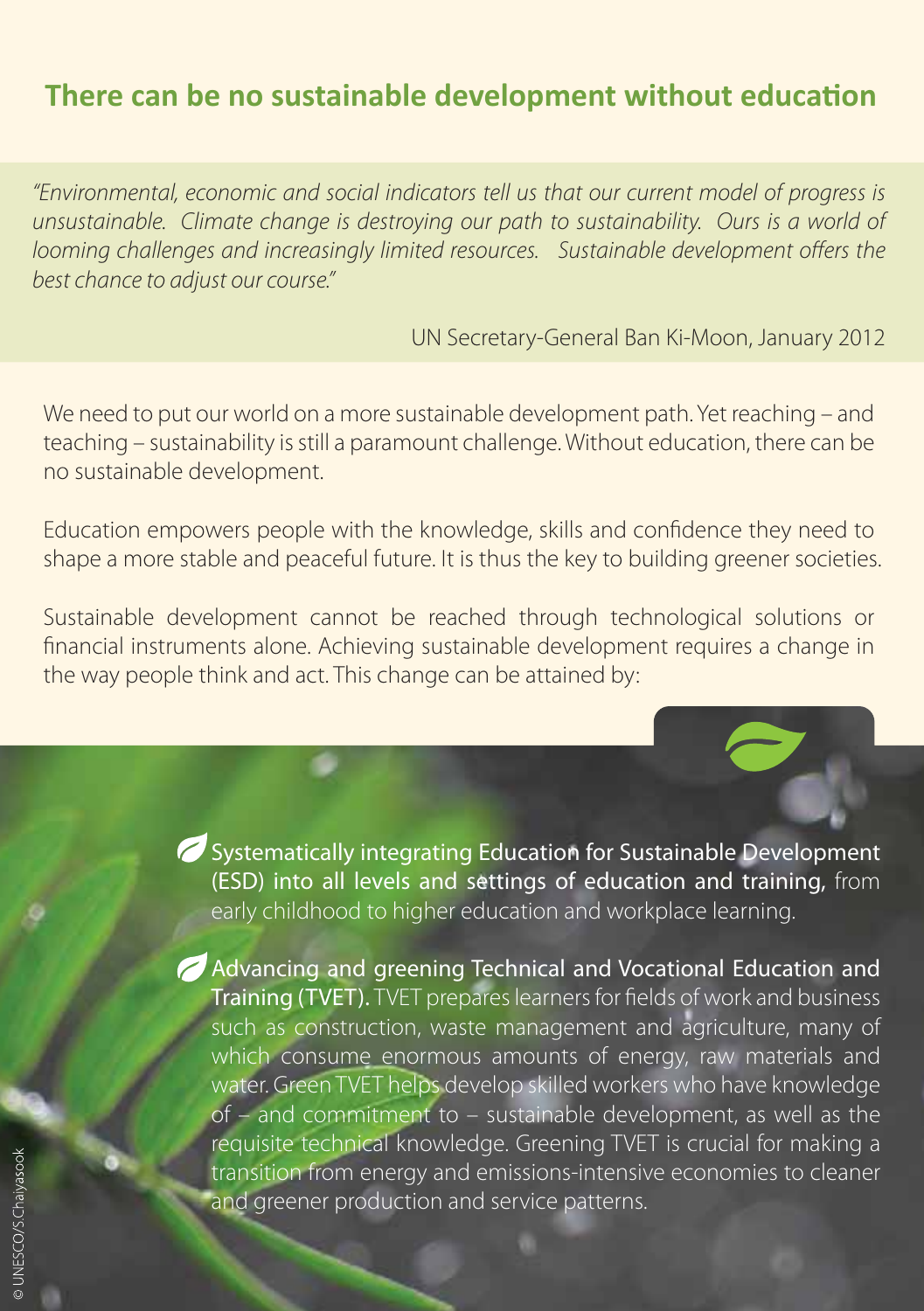## There can be no sustainable development without education

*"Environmental, economic and social indicators tell us that our current model of progress is unsustainable. Climate change is destroying our path to sustainability. Ours is a world of looming challenges and increasingly limited resources. Sustainable development offers the best chance to adjust our course."*

UN Secretary-General Ban Ki-Moon, January 2012

We need to put our world on a more sustainable development path. Yet reaching – and teaching – sustainability is still a paramount challenge. Without education, there can be no sustainable development.

Education empowers people with the knowledge, skills and confidence they need to shape a more stable and peaceful future. It is thus the key to building greener societies.

Sustainable development cannot be reached through technological solutions or financial instruments alone. Achieving sustainable development requires a change in the way people think and act. This change can be attained by:

- **Systematically integrating Education for Sustainable Development (ESD) into all levels and settings of education and training,** from early childhood to higher education and workplace learning.

- **Advancing and greening Technical and Vocational Education and Training (TVET).** TVET prepares learners for fields of work and business such as construction, waste management and agriculture, many of which consume enormous amounts of energy, raw materials and water. Green TVET helps develop skilled workers who have knowledge of – and commitment to – sustainable development, as well as the requisite technical knowledge. Greening TVET is crucial for making a transition from energy and emissions-intensive economies to cleaner and greener production and service patterns.

© UNESCO/S.Chaiyasook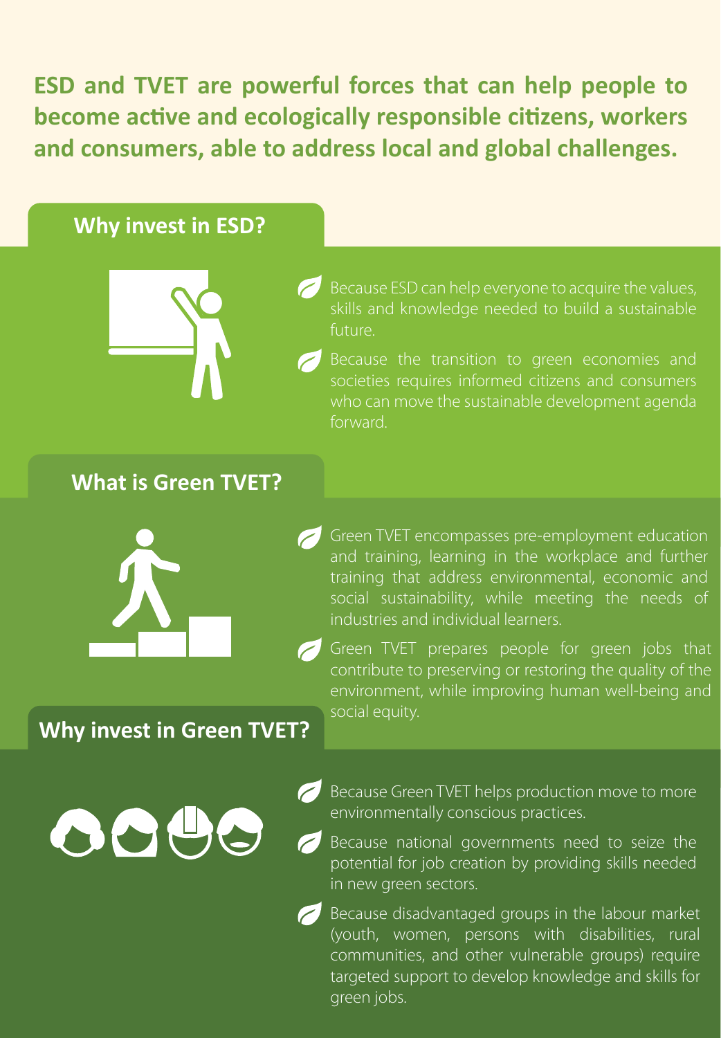**ESD and TVET are powerful forces that can help people to become active and ecologically responsible citizens, workers and consumers, able to address local and global challenges.**

## Why invest in ESD?

- Because ESD can help everyone to acquire the values, skills and knowledge needed to build a sustainable future.
- Because the transition to green economies and societies requires informed citizens and consumers who can move the sustainable development agenda forward.

## What is Green TVET?

- Green TVET encompasses pre-employment education and training, learning in the workplace and further training that address environmental, economic and social sustainability, while meeting the needs of industries and individual learners.
- Green TVET prepares people for green jobs that contribute to preserving or restoring the quality of the environment, while improving human well-being and social equity.

## Why invest in Green TVET?

- Because Green TVET helps production move to more environmentally conscious practices.
- Because national governments need to seize the potential for job creation by providing skills needed in new green sectors.
- Because disadvantaged groups in the labour market (youth, women, persons with disabilities, rural communities, and other vulnerable groups) require targeted support to develop knowledge and skills for green jobs.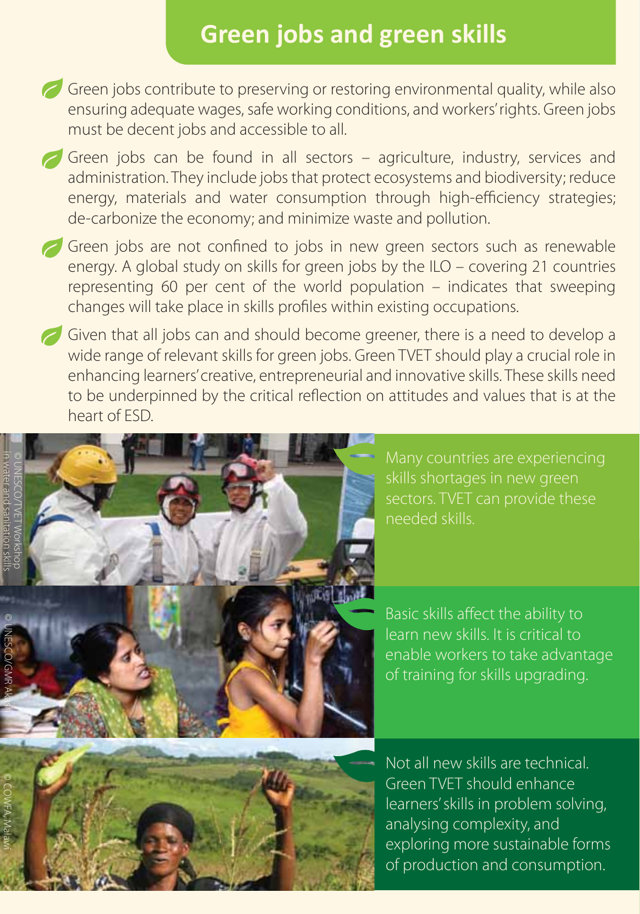## Green jobs and green skills

- Green jobs contribute to preserving or restoring environmental quality, while also ensuring adequate wages, safe working conditions, and workers' rights. Green jobs must be decent jobs and accessible to all.

- Green jobs can be found in all sectors – agriculture, industry, services and administration. They include jobs that protect ecosystems and biodiversity; reduce energy, materials and water consumption through high-efficiency strategies; de-carbonize the economy; and minimize waste and pollution.

- Green jobs are not confined to jobs in new green sectors such as renewable energy. A global study on skills for green jobs by the ILO – covering 21 countries representing 60 per cent of the world population – indicates that sweeping changes will take place in skills profiles within existing occupations.

- Given that all jobs can and should become greener, there is a need to develop a wide range of relevant skills for green jobs. Green TVET should play a crucial role in enhancing learners' creative, entrepreneurial and innovative skills. These skills need to be underpinned by the critical reflection on attitudes and values that is at the heart of ESD.

© UNESCO/TVET Workshop in water and sanitation skills

Many countries are experiencing skills shortages in new green sectors. TVET can provide these needed skills.

© UNESCO/GMR Akash

Basic skills affect the ability to learn new skills. It is critical to enable workers to take advantage of training for skills upgrading.

© COWFA, Malawi

Not all new skills are technical. Green TVET should enhance learners' skills in problem solving, analysing complexity, and exploring more sustainable forms of production and consumption.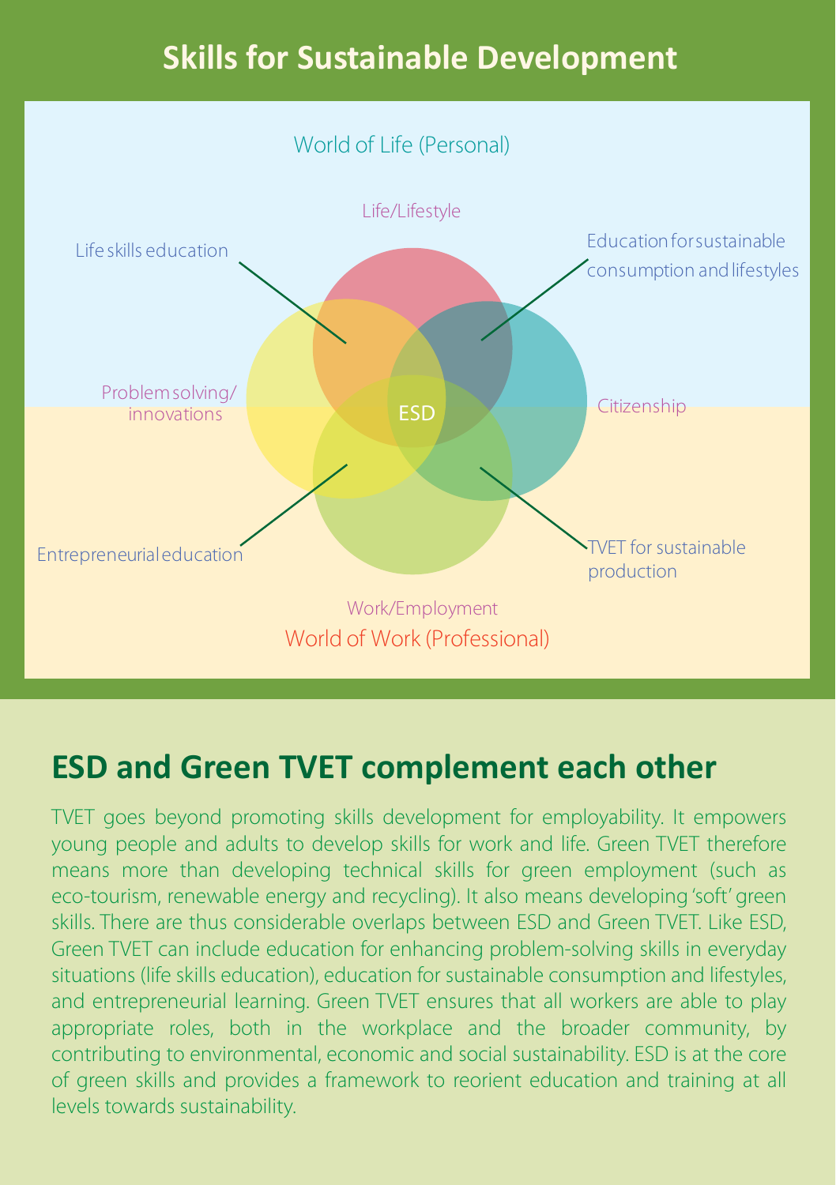# Skills for Sustainable Development

World of Life (Personal)

Life/Lifestyle

Life skills education

Education for sustainable consumption and lifestyles

Problem solving/ innovations

ESD

Citizenship

Entrepreneurial education

TVET for sustainable production

Work/Employment

World of Work (Professional)

## ESD and Green TVET complement each other

TVET goes beyond promoting skills development for employability. It empowers young people and adults to develop skills for work and life. Green TVET therefore means more than developing technical skills for green employment (such as eco-tourism, renewable energy and recycling). It also means developing 'soft' green skills. There are thus considerable overlaps between ESD and Green TVET. Like ESD, Green TVET can include education for enhancing problem-solving skills in everyday situations (life skills education), education for sustainable consumption and lifestyles, and entrepreneurial learning. Green TVET ensures that all workers are able to play appropriate roles, both in the workplace and the broader community, by contributing to environmental, economic and social sustainability. ESD is at the core of green skills and provides a framework to reorient education and training at all levels towards sustainability.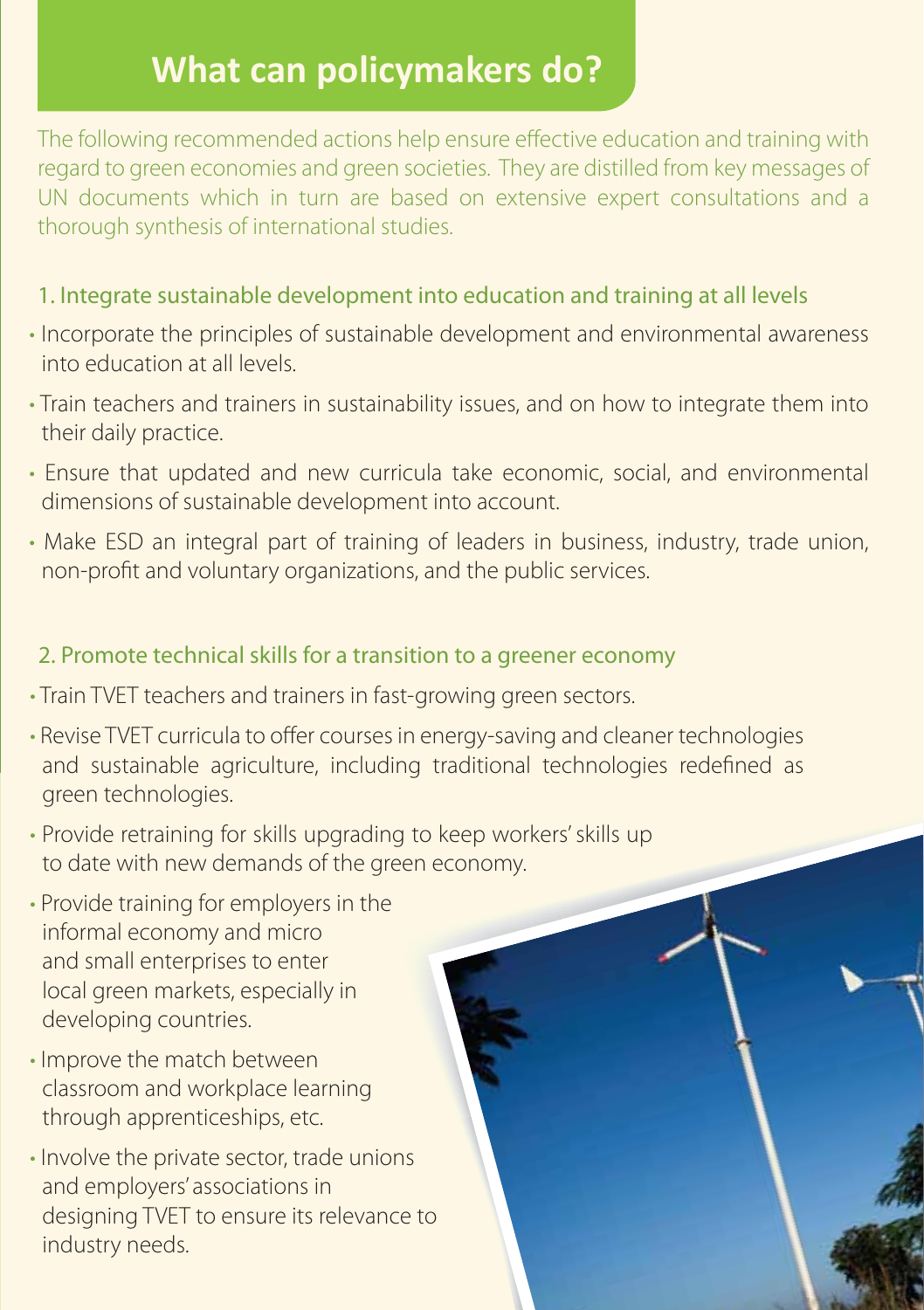# What can policymakers do?

The following recommended actions help ensure effective education and training with regard to green economies and green societies. They are distilled from key messages of UN documents which in turn are based on extensive expert consultations and a thorough synthesis of international studies.

## 1. Integrate sustainable development into education and training at all levels

- Incorporate the principles of sustainable development and environmental awareness into education at all levels.
- Train teachers and trainers in sustainability issues, and on how to integrate them into their daily practice.
- Ensure that updated and new curricula take economic, social, and environmental dimensions of sustainable development into account.
- Make ESD an integral part of training of leaders in business, industry, trade union, non-profit and voluntary organizations, and the public services.

## 2. Promote technical skills for a transition to a greener economy

- Train TVET teachers and trainers in fast-growing green sectors.
- Revise TVET curricula to offer courses in energy-saving and cleaner technologies and sustainable agriculture, including traditional technologies redefined as green technologies.
- Provide retraining for skills upgrading to keep workers' skills up to date with new demands of the green economy.
- Provide training for employers in the informal economy and micro and small enterprises to enter local green markets, especially in developing countries.
- Improve the match between classroom and workplace learning through apprenticeships, etc.
- Involve the private sector, trade unions and employers' associations in designing TVET to ensure its relevance to industry needs.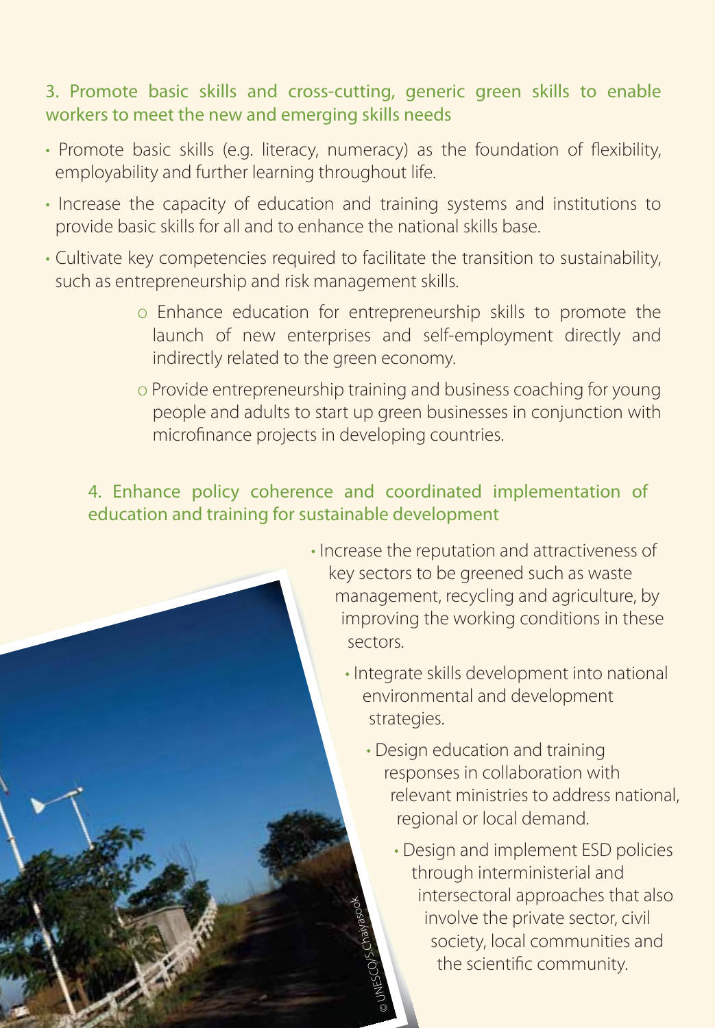### 3. Promote basic skills and cross-cutting, generic green skills to enable workers to meet the new and emerging skills needs

- Promote basic skills (e.g. literacy, numeracy) as the foundation of flexibility, employability and further learning throughout life.
- Increase the capacity of education and training systems and institutions to provide basic skills for all and to enhance the national skills base.
- Cultivate key competencies required to facilitate the transition to sustainability, such as entrepreneurship and risk management skills.
  - Enhance education for entrepreneurship skills to promote the launch of new enterprises and self-employment directly and indirectly related to the green economy.
  - Provide entrepreneurship training and business coaching for young people and adults to start up green businesses in conjunction with microfinance projects in developing countries.

### 4. Enhance policy coherence and coordinated implementation of education and training for sustainable development

- Increase the reputation and attractiveness of key sectors to be greened such as waste management, recycling and agriculture, by improving the working conditions in these sectors.
- Integrate skills development into national environmental and development strategies.
- Design education and training responses in collaboration with relevant ministries to address national, regional or local demand.
- Design and implement ESD policies through interministerial and intersectoral approaches that also involve the private sector, civil society, local communities and the scientific community.

© UNESCO/S.Chaiyasook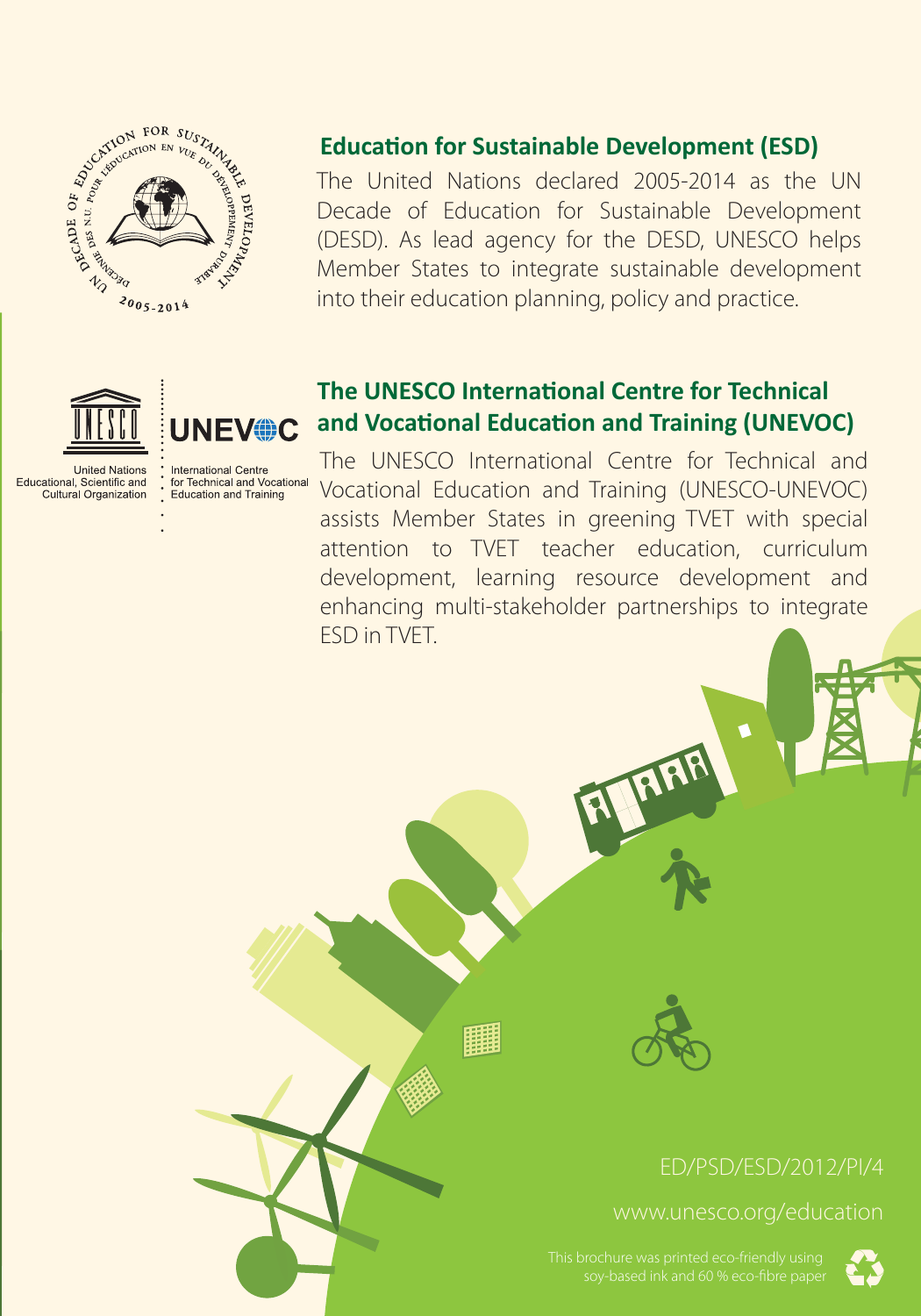## Education for Sustainable Development (ESD)

The United Nations declared 2005-2014 as the UN Decade of Education for Sustainable Development (DESD). As lead agency for the DESD, UNESCO helps Member States to integrate sustainable development into their education planning, policy and practice.

United Nations Educational, Scientific and Cultural Organization

International Centre for Technical and Vocational Education and Training

## The UNESCO International Centre for Technical and Vocational Education and Training (UNEVOC)

The UNESCO International Centre for Technical and Vocational Education and Training (UNESCO-UNEVOC) assists Member States in greening TVET with special attention to TVET teacher education, curriculum development, learning resource development and enhancing multi-stakeholder partnerships to integrate ESD in TVET.

ED/PSD/ESD/2012/PI/4

www.unesco.org/education

This brochure was printed eco-friendly using soy-based ink and 60 % eco-fibre paper